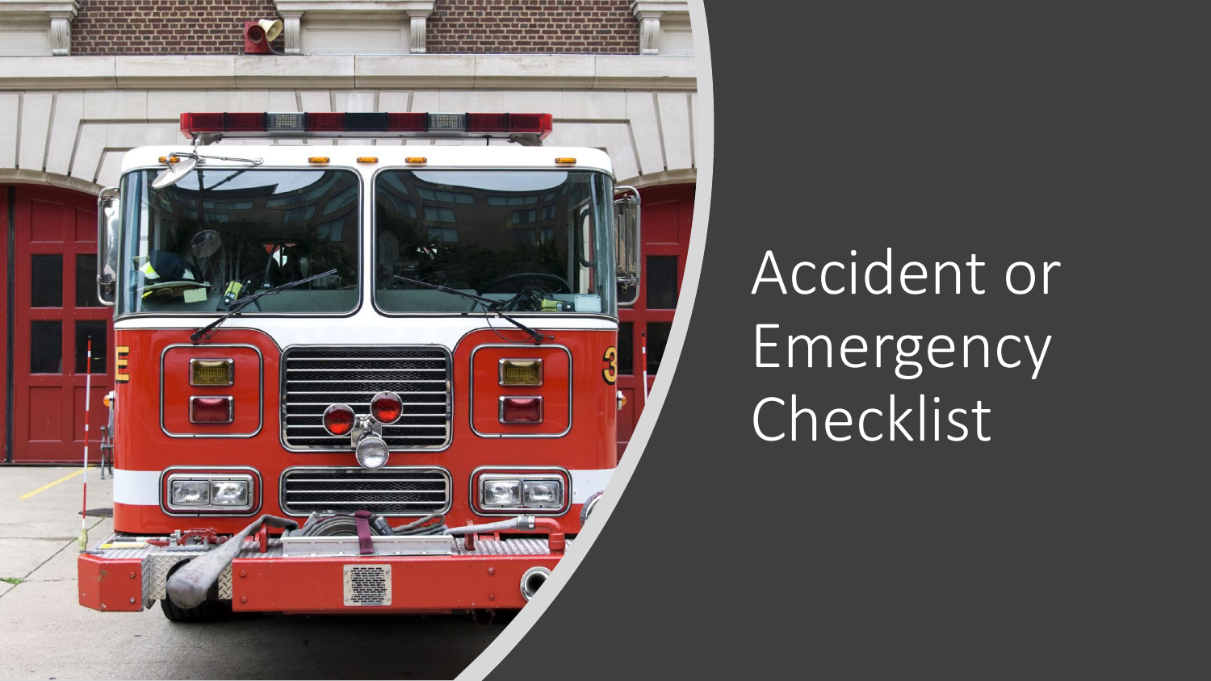# Accident or Emergency Checklist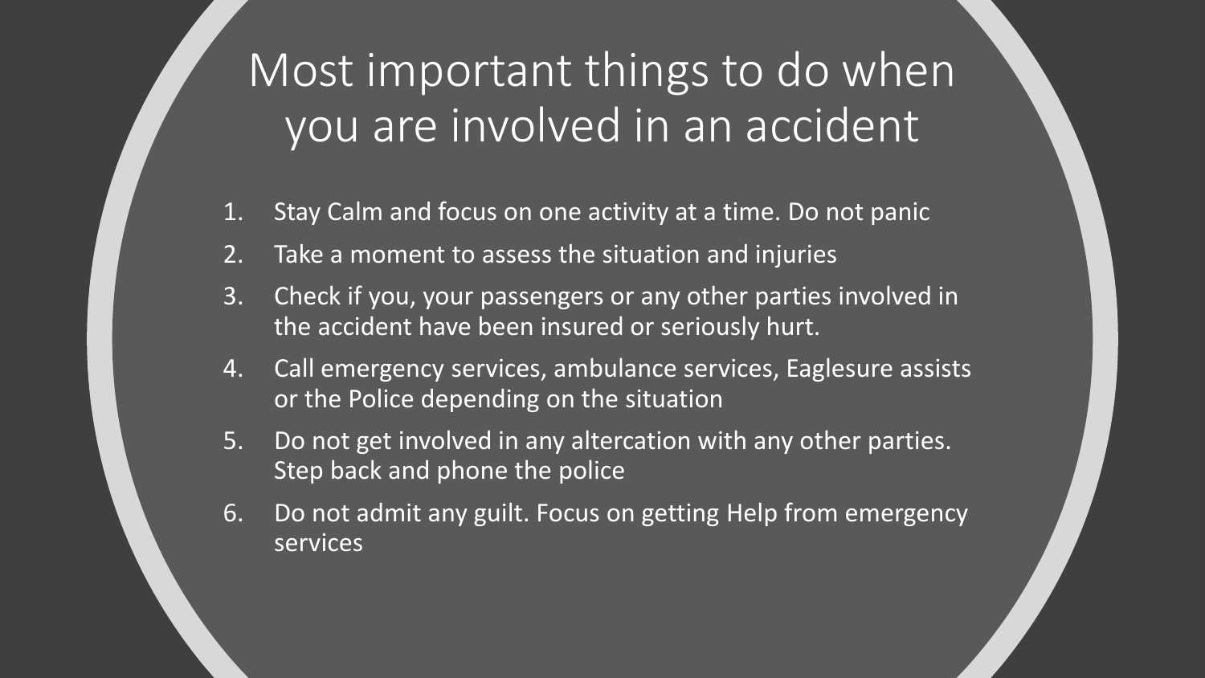# Most important things to do when you are involved in an accident

1. Stay Calm and focus on one activity at a time. Do not panic
2. Take a moment to assess the situation and injuries
3. Check if you, your passengers or any other parties involved in the accident have been insured or seriously hurt.
4. Call emergency services, ambulance services, Eaglesure assists or the Police depending on the situation
5. Do not get involved in any altercation with any other parties. Step back and phone the police
6. Do not admit any guilt. Focus on getting Help from emergency services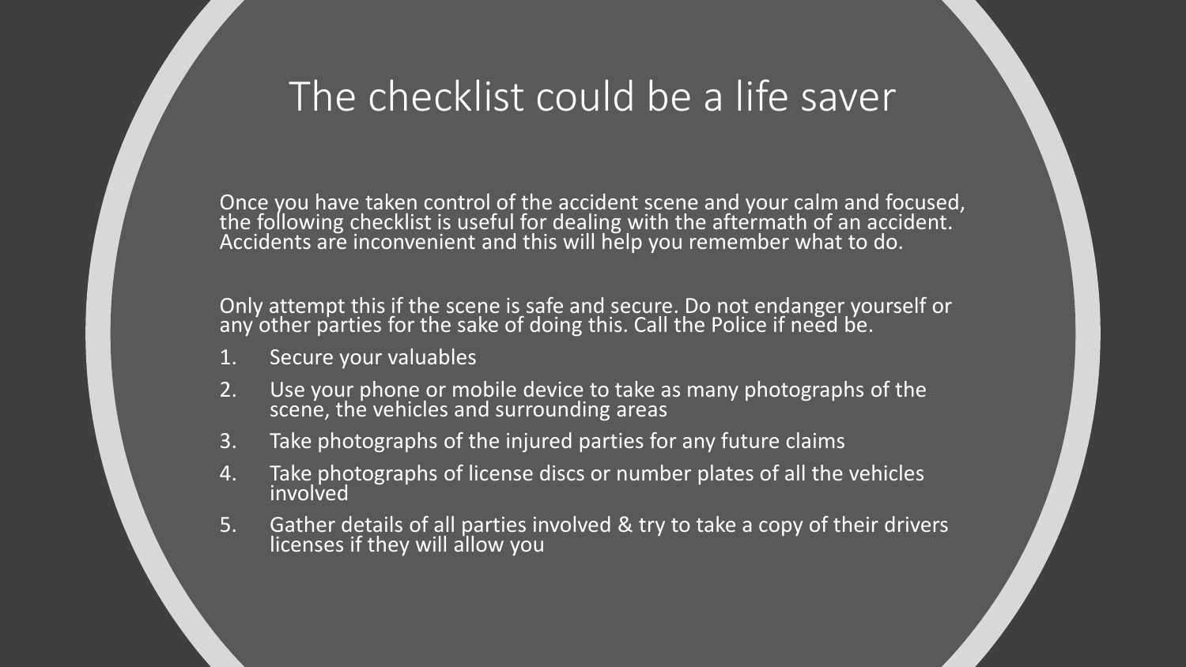# The checklist could be a life saver

Once you have taken control of the accident scene and your calm and focused, the following checklist is useful for dealing with the aftermath of an accident. Accidents are inconvenient and this will help you remember what to do.

Only attempt this if the scene is safe and secure. Do not endanger yourself or any other parties for the sake of doing this. Call the Police if need be.

1. Secure your valuables
2. Use your phone or mobile device to take as many photographs of the scene, the vehicles and surrounding areas
3. Take photographs of the injured parties for any future claims
4. Take photographs of license discs or number plates of all the vehicles involved
5. Gather details of all parties involved & try to take a copy of their drivers licenses if they will allow you